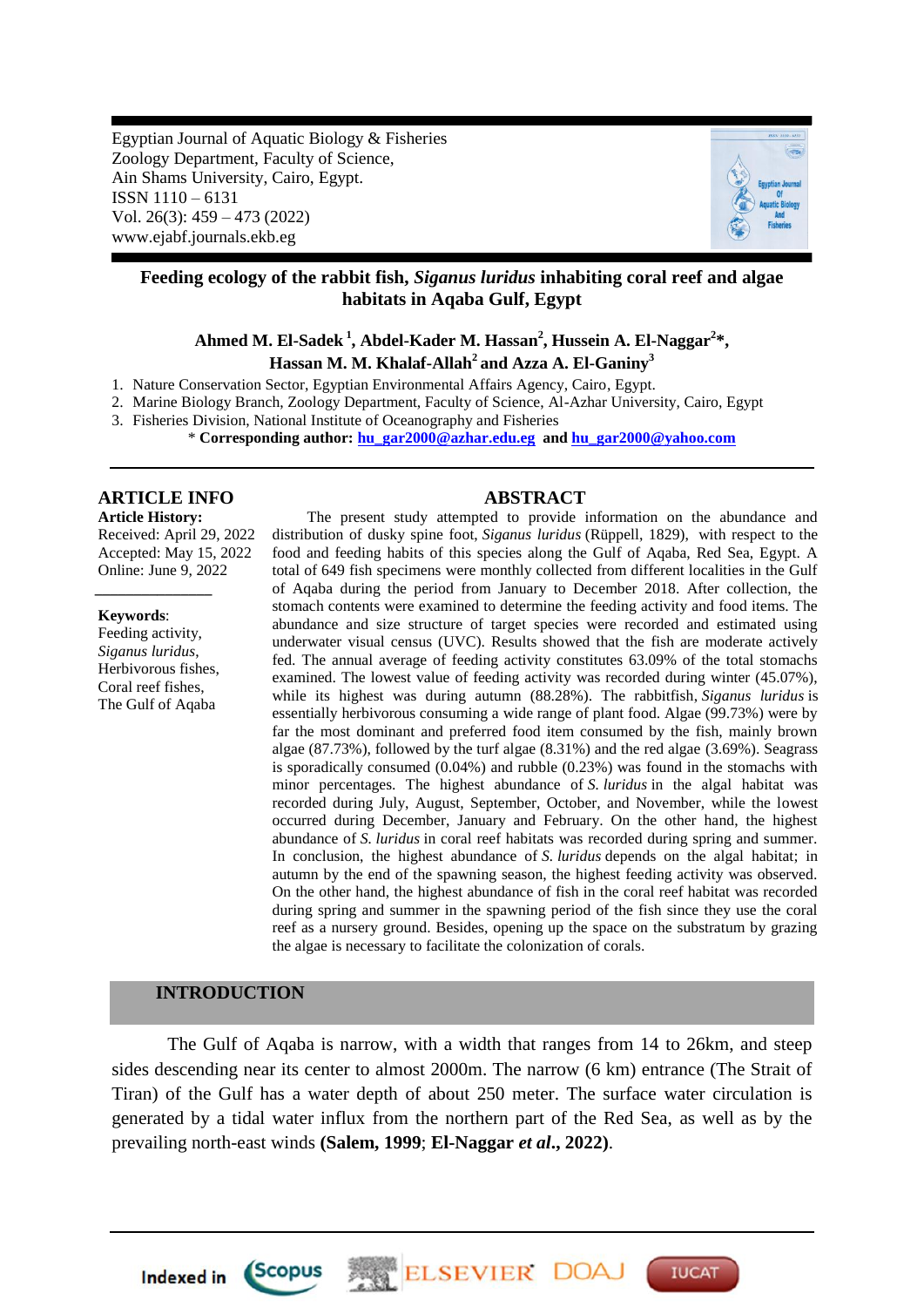Egyptian Journal of Aquatic Biology & Fisheries
Zoology Department, Faculty of Science,
Ain Shams University, Cairo, Egypt.
ISSN 1110 – 6131
Vol. 26(3): 459 – 473 (2022)
www.ejabf.journals.ekb.eg

# Feeding ecology of the rabbit fish, *Siganus luridus* inhabiting coral reef and algae habitats in Aqaba Gulf, Egypt

**Ahmed M. El-Sadek [1], Abdel-Kader M. Hassan[2], Hussein A. El-Naggar[2]*, Hassan M. M. Khalaf-Allah[2] and Azza A. El-Ganiny[3]**

1. Nature Conservation Sector, Egyptian Environmental Affairs Agency, Cairo, Egypt.
2. Marine Biology Branch, Zoology Department, Faculty of Science, Al-Azhar University, Cairo, Egypt
3. Fisheries Division, National Institute of Oceanography and Fisheries

\* **Corresponding author: hu_gar2000@azhar.edu.eg and hu_gar2000@yahoo.com**

## ARTICLE INFO

**Article History:**
Received: April 29, 2022
Accepted: May 15, 2022
Online: June 9, 2022

**Keywords**:
Feeding activity,
*Siganus luridus*,
Herbivorous fishes,
Coral reef fishes,
The Gulf of Aqaba

## ABSTRACT

The present study attempted to provide information on the abundance and distribution of dusky spine foot, *Siganus luridus* (Rüppell, 1829), with respect to the food and feeding habits of this species along the Gulf of Aqaba, Red Sea, Egypt. A total of 649 fish specimens were monthly collected from different localities in the Gulf of Aqaba during the period from January to December 2018. After collection, the stomach contents were examined to determine the feeding activity and food items. The abundance and size structure of target species were recorded and estimated using underwater visual census (UVC). Results showed that the fish are moderate actively fed. The annual average of feeding activity constitutes 63.09% of the total stomachs examined. The lowest value of feeding activity was recorded during winter (45.07%), while its highest was during autumn (88.28%). The rabbitfish, *Siganus luridus* is essentially herbivorous consuming a wide range of plant food. Algae (99.73%) were by far the most dominant and preferred food item consumed by the fish, mainly brown algae (87.73%), followed by the turf algae (8.31%) and the red algae (3.69%). Seagrass is sporadically consumed (0.04%) and rubble (0.23%) was found in the stomachs with minor percentages. The highest abundance of *S. luridus* in the algal habitat was recorded during July, August, September, October, and November, while the lowest occurred during December, January and February. On the other hand, the highest abundance of *S. luridus* in coral reef habitats was recorded during spring and summer. In conclusion, the highest abundance of *S. luridus* depends on the algal habitat; in autumn by the end of the spawning season, the highest feeding activity was observed. On the other hand, the highest abundance of fish in the coral reef habitat was recorded during spring and summer in the spawning period of the fish since they use the coral reef as a nursery ground. Besides, opening up the space on the substratum by grazing the algae is necessary to facilitate the colonization of corals.

## INTRODUCTION

The Gulf of Aqaba is narrow, with a width that ranges from 14 to 26km, and steep sides descending near its center to almost 2000m. The narrow (6 km) entrance (The Strait of Tiran) of the Gulf has a water depth of about 250 meter. The surface water circulation is generated by a tidal water influx from the northern part of the Red Sea, as well as by the prevailing north-east winds **(Salem, 1999**; **El-Naggar *et al*., 2022)**.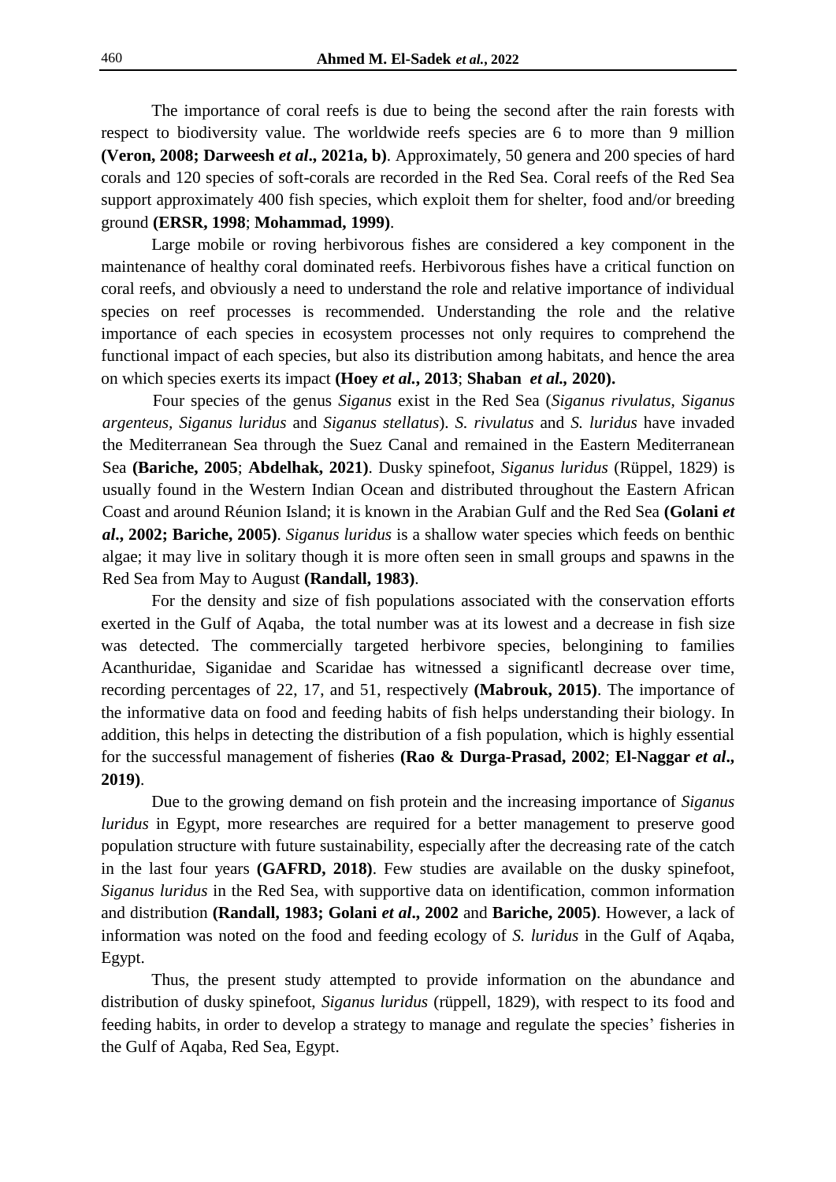The importance of coral reefs is due to being the second after the rain forests with respect to biodiversity value. The worldwide reefs species are 6 to more than 9 million **(Veron, 2008; Darweesh *et al*., 2021a, b)**. Approximately, 50 genera and 200 species of hard corals and 120 species of soft-corals are recorded in the Red Sea. Coral reefs of the Red Sea support approximately 400 fish species, which exploit them for shelter, food and/or breeding ground **(ERSR, 1998**; **Mohammad, 1999)**.

Large mobile or roving herbivorous fishes are considered a key component in the maintenance of healthy coral dominated reefs. Herbivorous fishes have a critical function on coral reefs, and obviously a need to understand the role and relative importance of individual species on reef processes is recommended. Understanding the role and the relative importance of each species in ecosystem processes not only requires to comprehend the functional impact of each species, but also its distribution among habitats, and hence the area on which species exerts its impact **(Hoey *et al.*, 2013**; **Shaban *et al.*, 2020).**

Four species of the genus *Siganus* exist in the Red Sea (*Siganus rivulatus, Siganus argenteus, Siganus luridus* and *Siganus stellatus*). *S. rivulatus* and *S. luridus* have invaded the Mediterranean Sea through the Suez Canal and remained in the Eastern Mediterranean Sea **(Bariche, 2005**; **Abdelhak, 2021)**. Dusky spinefoot, *Siganus luridus* (Rüppel, 1829) is usually found in the Western Indian Ocean and distributed throughout the Eastern African Coast and around Réunion Island; it is known in the Arabian Gulf and the Red Sea **(Golani *et al*., 2002; Bariche, 2005)**. *Siganus luridus* is a shallow water species which feeds on benthic algae; it may live in solitary though it is more often seen in small groups and spawns in the Red Sea from May to August **(Randall, 1983)**.

For the density and size of fish populations associated with the conservation efforts exerted in the Gulf of Aqaba, the total number was at its lowest and a decrease in fish size was detected. The commercially targeted herbivore species, belongining to families Acanthuridae, Siganidae and Scaridae has witnessed a significantl decrease over time, recording percentages of 22, 17, and 51, respectively **(Mabrouk, 2015)**. The importance of the informative data on food and feeding habits of fish helps understanding their biology. In addition, this helps in detecting the distribution of a fish population, which is highly essential for the successful management of fisheries **(Rao & Durga-Prasad, 2002**; **El-Naggar *et al*., 2019)**.

Due to the growing demand on fish protein and the increasing importance of *Siganus luridus* in Egypt, more researches are required for a better management to preserve good population structure with future sustainability, especially after the decreasing rate of the catch in the last four years **(GAFRD, 2018)**. Few studies are available on the dusky spinefoot, *Siganus luridus* in the Red Sea, with supportive data on identification, common information and distribution **(Randall, 1983; Golani *et al*., 2002** and **Bariche, 2005)**. However, a lack of information was noted on the food and feeding ecology of *S. luridus* in the Gulf of Aqaba, Egypt.

Thus, the present study attempted to provide information on the abundance and distribution of dusky spinefoot, *Siganus luridus* (rüppell, 1829), with respect to its food and feeding habits, in order to develop a strategy to manage and regulate the species' fisheries in the Gulf of Aqaba, Red Sea, Egypt.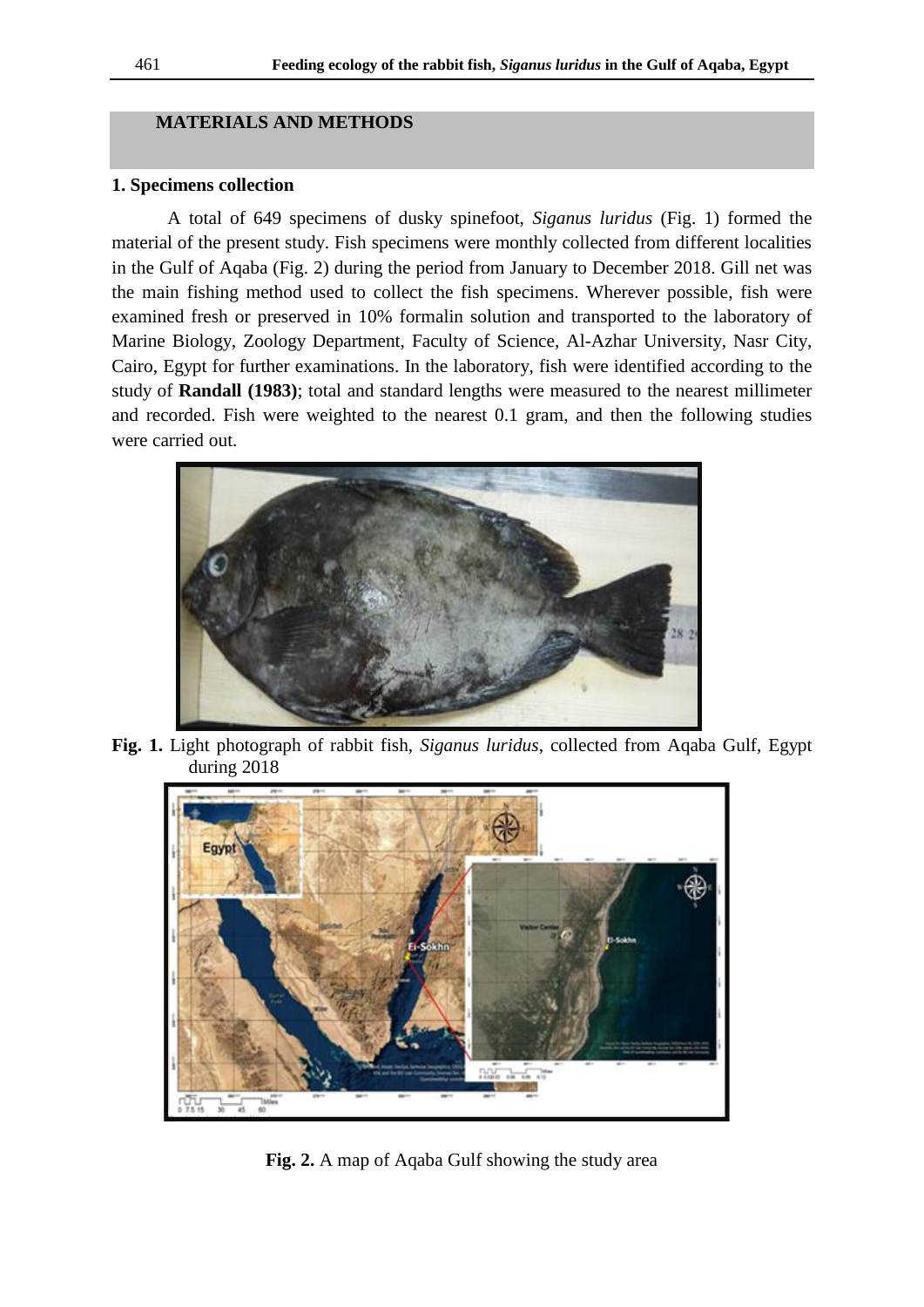## MATERIALS AND METHODS

### 1. Specimens collection

A total of 649 specimens of dusky spinefoot, *Siganus luridus* (Fig. 1) formed the material of the present study. Fish specimens were monthly collected from different localities in the Gulf of Aqaba (Fig. 2) during the period from January to December 2018. Gill net was the main fishing method used to collect the fish specimens. Wherever possible, fish were examined fresh or preserved in 10% formalin solution and transported to the laboratory of Marine Biology, Zoology Department, Faculty of Science, Al-Azhar University, Nasr City, Cairo, Egypt for further examinations. In the laboratory, fish were identified according to the study of **Randall (1983)**; total and standard lengths were measured to the nearest millimeter and recorded. Fish were weighted to the nearest 0.1 gram, and then the following studies were carried out.

**Fig. 1.** Light photograph of rabbit fish, *Siganus luridus*, collected from Aqaba Gulf, Egypt during 2018

**Fig. 2.** A map of Aqaba Gulf showing the study area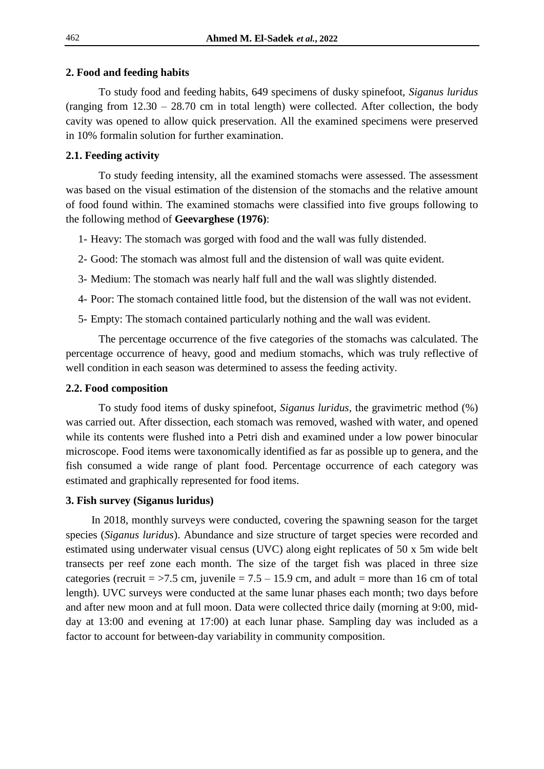## 2. Food and feeding habits

To study food and feeding habits, 649 specimens of dusky spinefoot, *Siganus luridus* (ranging from 12.30 – 28.70 cm in total length) were collected. After collection, the body cavity was opened to allow quick preservation. All the examined specimens were preserved in 10% formalin solution for further examination.

### 2.1. Feeding activity

To study feeding intensity, all the examined stomachs were assessed. The assessment was based on the visual estimation of the distension of the stomachs and the relative amount of food found within. The examined stomachs were classified into five groups following to the following method of **Geevarghese (1976)**:

1- Heavy: The stomach was gorged with food and the wall was fully distended.

2- Good: The stomach was almost full and the distension of wall was quite evident.

3- Medium: The stomach was nearly half full and the wall was slightly distended.

4- Poor: The stomach contained little food, but the distension of the wall was not evident.

5- Empty: The stomach contained particularly nothing and the wall was evident.

The percentage occurrence of the five categories of the stomachs was calculated. The percentage occurrence of heavy, good and medium stomachs, which was truly reflective of well condition in each season was determined to assess the feeding activity.

### 2.2. Food composition

To study food items of dusky spinefoot, *Siganus luridus*, the gravimetric method (%) was carried out. After dissection, each stomach was removed, washed with water, and opened while its contents were flushed into a Petri dish and examined under a low power binocular microscope. Food items were taxonomically identified as far as possible up to genera, and the fish consumed a wide range of plant food. Percentage occurrence of each category was estimated and graphically represented for food items.

## 3. Fish survey (Siganus luridus)

In 2018, monthly surveys were conducted, covering the spawning season for the target species (*Siganus luridus*). Abundance and size structure of target species were recorded and estimated using underwater visual census (UVC) along eight replicates of 50 x 5m wide belt transects per reef zone each month. The size of the target fish was placed in three size categories (recruit = >7.5 cm, juvenile = 7.5 – 15.9 cm, and adult = more than 16 cm of total length). UVC surveys were conducted at the same lunar phases each month; two days before and after new moon and at full moon. Data were collected thrice daily (morning at 9:00, mid-day at 13:00 and evening at 17:00) at each lunar phase. Sampling day was included as a factor to account for between-day variability in community composition.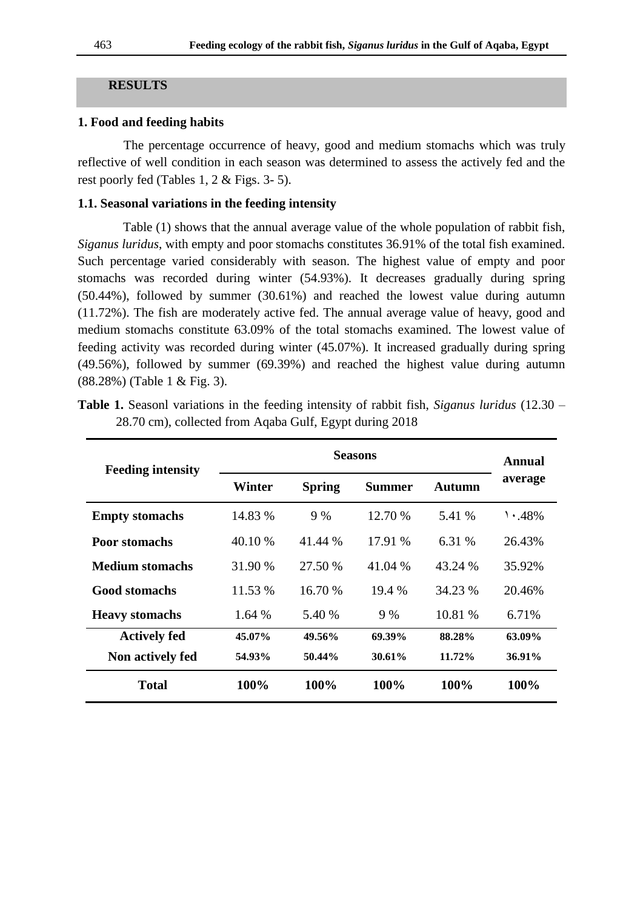## RESULTS

### 1. Food and feeding habits

The percentage occurrence of heavy, good and medium stomachs which was truly reflective of well condition in each season was determined to assess the actively fed and the rest poorly fed (Tables 1, 2 & Figs. 3- 5).

### 1.1. Seasonal variations in the feeding intensity

Table (1) shows that the annual average value of the whole population of rabbit fish, *Siganus luridus*, with empty and poor stomachs constitutes 36.91% of the total fish examined. Such percentage varied considerably with season. The highest value of empty and poor stomachs was recorded during winter (54.93%). It decreases gradually during spring (50.44%), followed by summer (30.61%) and reached the lowest value during autumn (11.72%). The fish are moderately active fed. The annual average value of heavy, good and medium stomachs constitute 63.09% of the total stomachs examined. The lowest value of feeding activity was recorded during winter (45.07%). It increased gradually during spring (49.56%), followed by summer (69.39%) and reached the highest value during autumn (88.28%) (Table 1 & Fig. 3).

**Table 1.** Seasonl variations in the feeding intensity of rabbit fish, *Siganus luridus* (12.30 – 28.70 cm), collected from Aqaba Gulf, Egypt during 2018

| Feeding intensity | Seasons | | | | Annual average |
|---|---|---|---|---|---|
| | Winter | Spring | Summer | Autumn | |
| **Empty stomachs** | 14.83 % | 9 % | 12.70 % | 5.41 % | ١٠.48% |
| **Poor stomachs** | 40.10 % | 41.44 % | 17.91 % | 6.31 % | 26.43% |
| **Medium stomachs** | 31.90 % | 27.50 % | 41.04 % | 43.24 % | 35.92% |
| **Good stomachs** | 11.53 % | 16.70 % | 19.4 % | 34.23 % | 20.46% |
| **Heavy stomachs** | 1.64 % | 5.40 % | 9 % | 10.81 % | 6.71% |
| **Actively fed** | **45.07%** | **49.56%** | **69.39%** | **88.28%** | **63.09%** |
| **Non actively fed** | **54.93%** | **50.44%** | **30.61%** | **11.72%** | **36.91%** |
| **Total** | **100%** | **100%** | **100%** | **100%** | **100%** |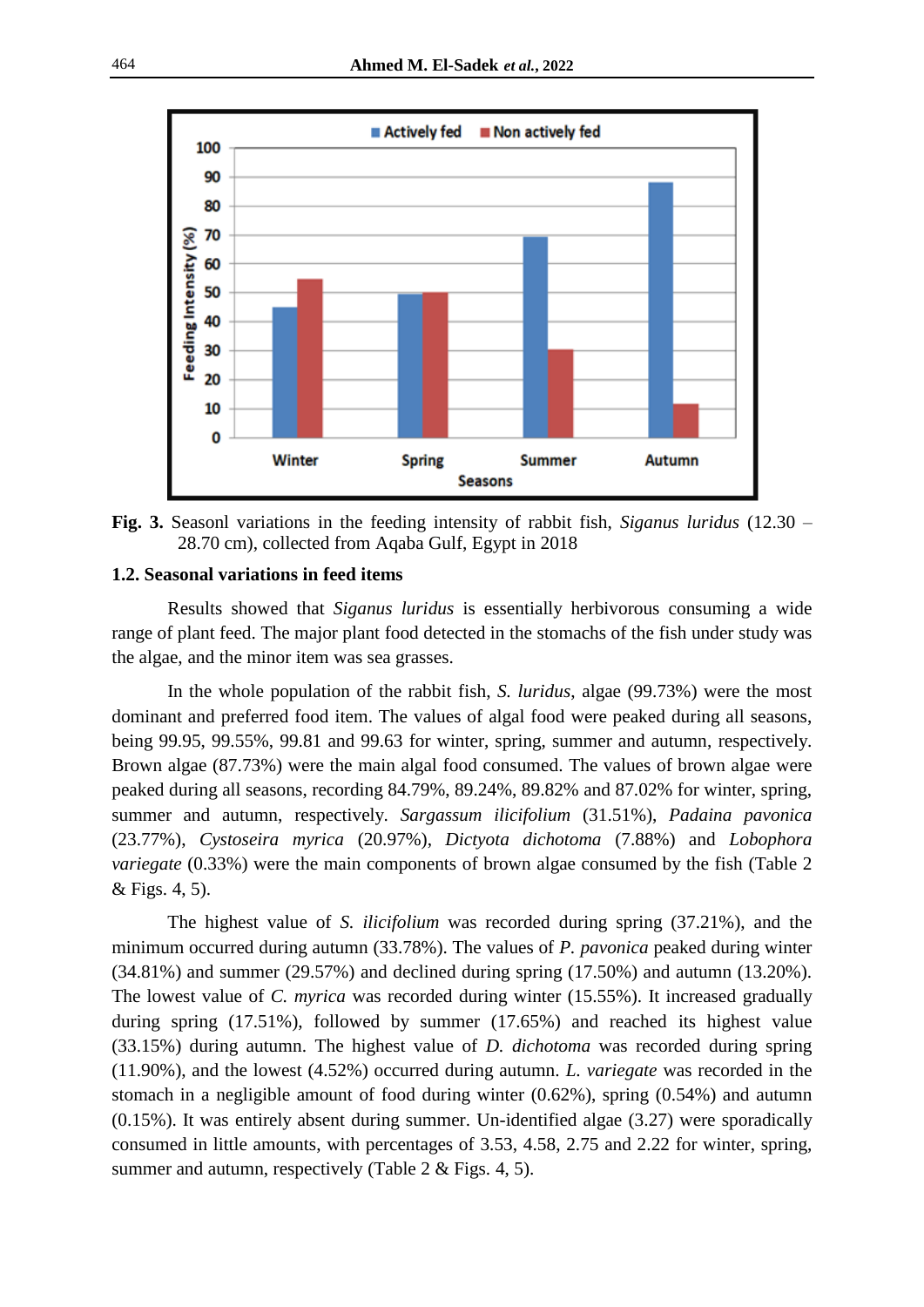**Fig. 3.** Seasonl variations in the feeding intensity of rabbit fish, *Siganus luridus* (12.30 – 28.70 cm), collected from Aqaba Gulf, Egypt in 2018

### 1.2. Seasonal variations in feed items

Results showed that *Siganus luridus* is essentially herbivorous consuming a wide range of plant feed. The major plant food detected in the stomachs of the fish under study was the algae, and the minor item was sea grasses.

In the whole population of the rabbit fish, *S. luridus*, algae (99.73%) were the most dominant and preferred food item. The values of algal food were peaked during all seasons, being 99.95, 99.55%, 99.81 and 99.63 for winter, spring, summer and autumn, respectively. Brown algae (87.73%) were the main algal food consumed. The values of brown algae were peaked during all seasons, recording 84.79%, 89.24%, 89.82% and 87.02% for winter, spring, summer and autumn, respectively. *Sargassum ilicifolium* (31.51%), *Padaina pavonica* (23.77%), *Cystoseira myrica* (20.97%), *Dictyota dichotoma* (7.88%) and *Lobophora variegate* (0.33%) were the main components of brown algae consumed by the fish (Table 2 & Figs. 4, 5).

The highest value of *S. ilicifolium* was recorded during spring (37.21%), and the minimum occurred during autumn (33.78%). The values of *P. pavonica* peaked during winter (34.81%) and summer (29.57%) and declined during spring (17.50%) and autumn (13.20%). The lowest value of *C. myrica* was recorded during winter (15.55%). It increased gradually during spring (17.51%), followed by summer (17.65%) and reached its highest value (33.15%) during autumn. The highest value of *D. dichotoma* was recorded during spring (11.90%), and the lowest (4.52%) occurred during autumn. *L. variegate* was recorded in the stomach in a negligible amount of food during winter (0.62%), spring (0.54%) and autumn (0.15%). It was entirely absent during summer. Un-identified algae (3.27) were sporadically consumed in little amounts, with percentages of 3.53, 4.58, 2.75 and 2.22 for winter, spring, summer and autumn, respectively (Table 2 & Figs. 4, 5).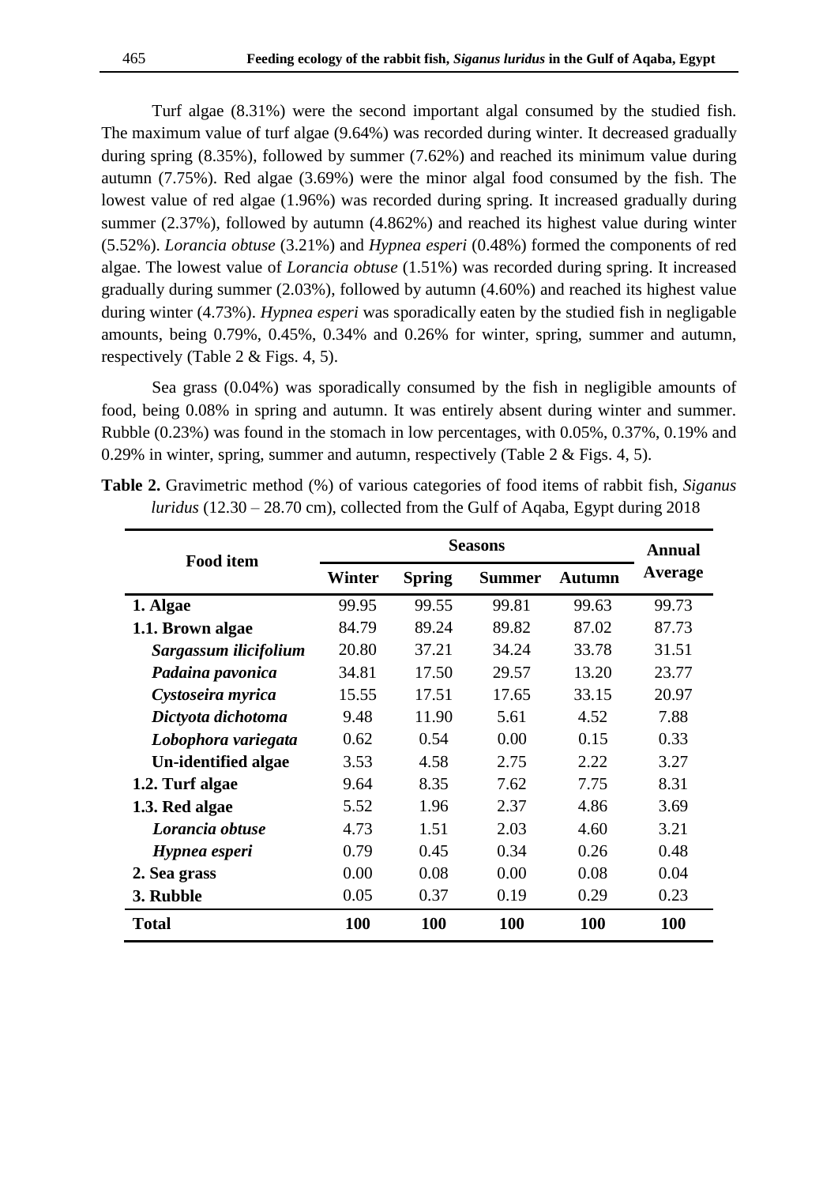Turf algae (8.31%) were the second important algal consumed by the studied fish. The maximum value of turf algae (9.64%) was recorded during winter. It decreased gradually during spring (8.35%), followed by summer (7.62%) and reached its minimum value during autumn (7.75%). Red algae (3.69%) were the minor algal food consumed by the fish. The lowest value of red algae (1.96%) was recorded during spring. It increased gradually during summer (2.37%), followed by autumn (4.862%) and reached its highest value during winter (5.52%). *Lorancia obtuse* (3.21%) and *Hypnea esperi* (0.48%) formed the components of red algae. The lowest value of *Lorancia obtuse* (1.51%) was recorded during spring. It increased gradually during summer (2.03%), followed by autumn (4.60%) and reached its highest value during winter (4.73%). *Hypnea esperi* was sporadically eaten by the studied fish in negligable amounts, being 0.79%, 0.45%, 0.34% and 0.26% for winter, spring, summer and autumn, respectively (Table 2 & Figs. 4, 5).

Sea grass (0.04%) was sporadically consumed by the fish in negligible amounts of food, being 0.08% in spring and autumn. It was entirely absent during winter and summer. Rubble (0.23%) was found in the stomach in low percentages, with 0.05%, 0.37%, 0.19% and 0.29% in winter, spring, summer and autumn, respectively (Table 2 & Figs. 4, 5).

**Table 2.** Gravimetric method (%) of various categories of food items of rabbit fish, *Siganus luridus* (12.30 – 28.70 cm), collected from the Gulf of Aqaba, Egypt during 2018

| Food item | Seasons | | | | Annual Average |
|---|---|---|---|---|---|
| | Winter | Spring | Summer | Autumn | |
| **1. Algae** | 99.95 | 99.55 | 99.81 | 99.63 | 99.73 |
| **1.1. Brown algae** | 84.79 | 89.24 | 89.82 | 87.02 | 87.73 |
| ***Sargassum ilicifolium*** | 20.80 | 37.21 | 34.24 | 33.78 | 31.51 |
| ***Padaina pavonica*** | 34.81 | 17.50 | 29.57 | 13.20 | 23.77 |
| ***Cystoseira myrica*** | 15.55 | 17.51 | 17.65 | 33.15 | 20.97 |
| ***Dictyota dichotoma*** | 9.48 | 11.90 | 5.61 | 4.52 | 7.88 |
| ***Lobophora variegata*** | 0.62 | 0.54 | 0.00 | 0.15 | 0.33 |
| **Un-identified algae** | 3.53 | 4.58 | 2.75 | 2.22 | 3.27 |
| **1.2. Turf algae** | 9.64 | 8.35 | 7.62 | 7.75 | 8.31 |
| **1.3. Red algae** | 5.52 | 1.96 | 2.37 | 4.86 | 3.69 |
| ***Lorancia obtuse*** | 4.73 | 1.51 | 2.03 | 4.60 | 3.21 |
| ***Hypnea esperi*** | 0.79 | 0.45 | 0.34 | 0.26 | 0.48 |
| **2. Sea grass** | 0.00 | 0.08 | 0.00 | 0.08 | 0.04 |
| **3. Rubble** | 0.05 | 0.37 | 0.19 | 0.29 | 0.23 |
| **Total** | **100** | **100** | **100** | **100** | **100** |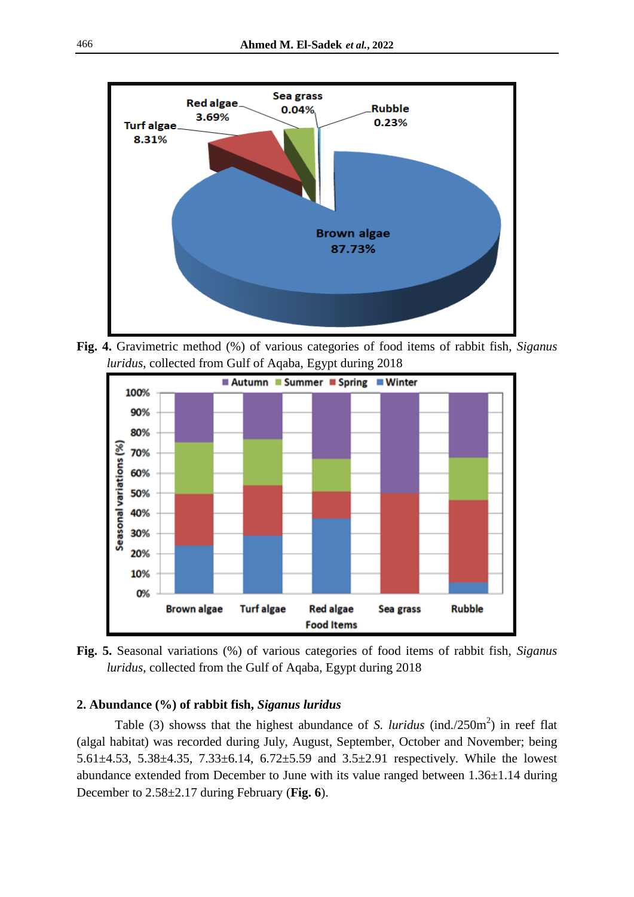**Fig. 4.** Gravimetric method (%) of various categories of food items of rabbit fish, *Siganus luridus*, collected from Gulf of Aqaba, Egypt during 2018

**Fig. 5.** Seasonal variations (%) of various categories of food items of rabbit fish, *Siganus luridus*, collected from the Gulf of Aqaba, Egypt during 2018

### 2. Abundance (%) of rabbit fish, *Siganus luridus*

Table (3) showss that the highest abundance of *S. luridus* (ind./250m$^2$) in reef flat (algal habitat) was recorded during July, August, September, October and November; being 5.61±4.53, 5.38±4.35, 7.33±6.14, 6.72±5.59 and 3.5±2.91 respectively. While the lowest abundance extended from December to June with its value ranged between 1.36±1.14 during December to 2.58±2.17 during February (**Fig. 6**).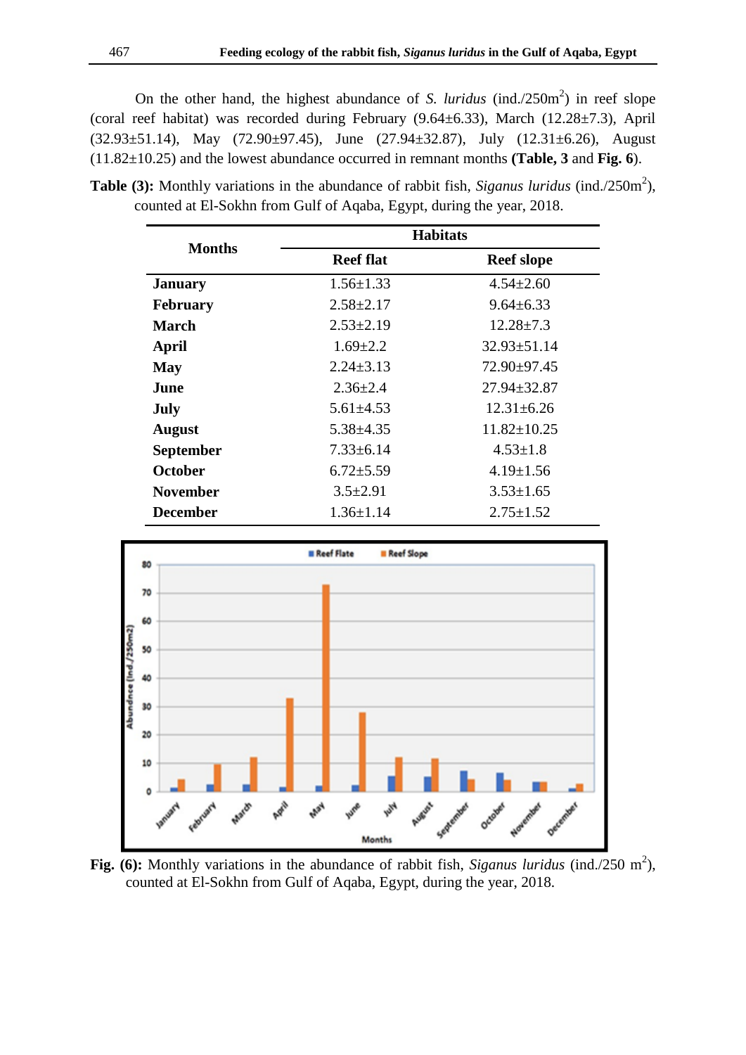On the other hand, the highest abundance of *S. luridus* (ind./250m$^2$) in reef slope (coral reef habitat) was recorded during February (9.64±6.33), March (12.28±7.3), April (32.93±51.14), May (72.90±97.45), June (27.94±32.87), July (12.31±6.26), August (11.82±10.25) and the lowest abundance occurred in remnant months **(Table, 3** and **Fig. 6**).

**Table (3):** Monthly variations in the abundance of rabbit fish, *Siganus luridus* (ind./250m$^2$), counted at El-Sokhn from Gulf of Aqaba, Egypt, during the year, 2018.

| Months | Habitats | |
|---|---|---|
| | Reef flat | Reef slope |
| **January** | 1.56±1.33 | 4.54±2.60 |
| **February** | 2.58±2.17 | 9.64±6.33 |
| **March** | 2.53±2.19 | 12.28±7.3 |
| **April** | 1.69±2.2 | 32.93±51.14 |
| **May** | 2.24±3.13 | 72.90±97.45 |
| **June** | 2.36±2.4 | 27.94±32.87 |
| **July** | 5.61±4.53 | 12.31±6.26 |
| **August** | 5.38±4.35 | 11.82±10.25 |
| **September** | 7.33±6.14 | 4.53±1.8 |
| **October** | 6.72±5.59 | 4.19±1.56 |
| **November** | 3.5±2.91 | 3.53±1.65 |
| **December** | 1.36±1.14 | 2.75±1.52 |

**Fig. (6):** Monthly variations in the abundance of rabbit fish, *Siganus luridus* (ind./250 m$^2$), counted at El-Sokhn from Gulf of Aqaba, Egypt, during the year, 2018.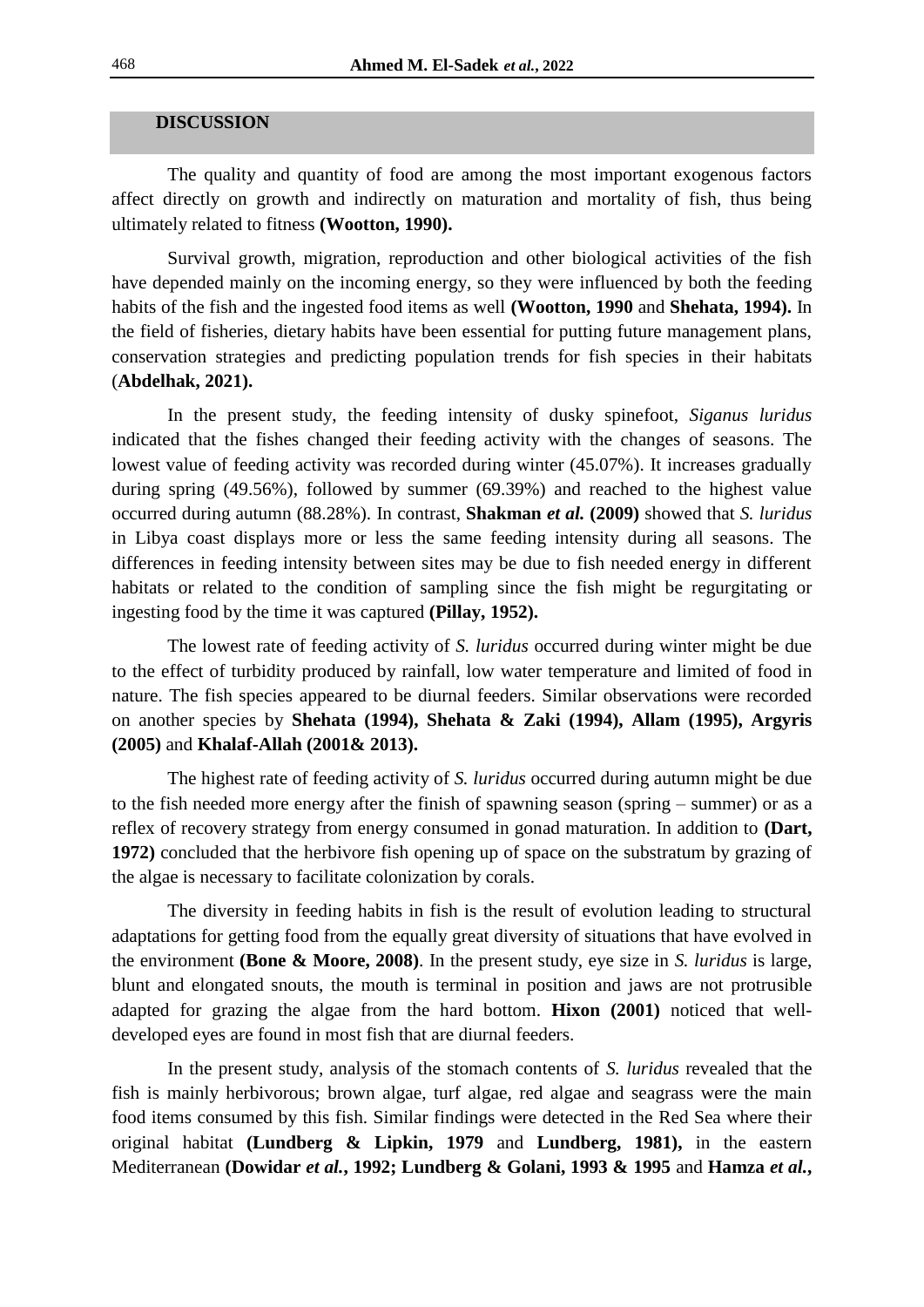## DISCUSSION

The quality and quantity of food are among the most important exogenous factors affect directly on growth and indirectly on maturation and mortality of fish, thus being ultimately related to fitness **(Wootton, 1990).**

Survival growth, migration, reproduction and other biological activities of the fish have depended mainly on the incoming energy, so they were influenced by both the feeding habits of the fish and the ingested food items as well **(Wootton, 1990** and **Shehata, 1994).** In the field of fisheries, dietary habits have been essential for putting future management plans, conservation strategies and predicting population trends for fish species in their habitats (**Abdelhak, 2021).**

In the present study, the feeding intensity of dusky spinefoot, *Siganus luridus* indicated that the fishes changed their feeding activity with the changes of seasons. The lowest value of feeding activity was recorded during winter (45.07%). It increases gradually during spring (49.56%), followed by summer (69.39%) and reached to the highest value occurred during autumn (88.28%). In contrast, **Shakman *et al.* (2009)** showed that *S. luridus* in Libya coast displays more or less the same feeding intensity during all seasons. The differences in feeding intensity between sites may be due to fish needed energy in different habitats or related to the condition of sampling since the fish might be regurgitating or ingesting food by the time it was captured **(Pillay, 1952).**

The lowest rate of feeding activity of *S. luridus* occurred during winter might be due to the effect of turbidity produced by rainfall, low water temperature and limited of food in nature. The fish species appeared to be diurnal feeders. Similar observations were recorded on another species by **Shehata (1994), Shehata & Zaki (1994), Allam (1995), Argyris (2005)** and **Khalaf-Allah (2001& 2013).**

The highest rate of feeding activity of *S. luridus* occurred during autumn might be due to the fish needed more energy after the finish of spawning season (spring – summer) or as a reflex of recovery strategy from energy consumed in gonad maturation. In addition to **(Dart, 1972)** concluded that the herbivore fish opening up of space on the substratum by grazing of the algae is necessary to facilitate colonization by corals.

The diversity in feeding habits in fish is the result of evolution leading to structural adaptations for getting food from the equally great diversity of situations that have evolved in the environment **(Bone & Moore, 2008)**. In the present study, eye size in *S. luridus* is large, blunt and elongated snouts, the mouth is terminal in position and jaws are not protrusible adapted for grazing the algae from the hard bottom. **Hixon (2001)** noticed that well-developed eyes are found in most fish that are diurnal feeders.

In the present study, analysis of the stomach contents of *S. luridus* revealed that the fish is mainly herbivorous; brown algae, turf algae, red algae and seagrass were the main food items consumed by this fish. Similar findings were detected in the Red Sea where their original habitat **(Lundberg & Lipkin, 1979** and **Lundberg, 1981),** in the eastern Mediterranean **(Dowidar *et al.*, 1992; Lundberg & Golani, 1993 & 1995** and **Hamza *et al.*,**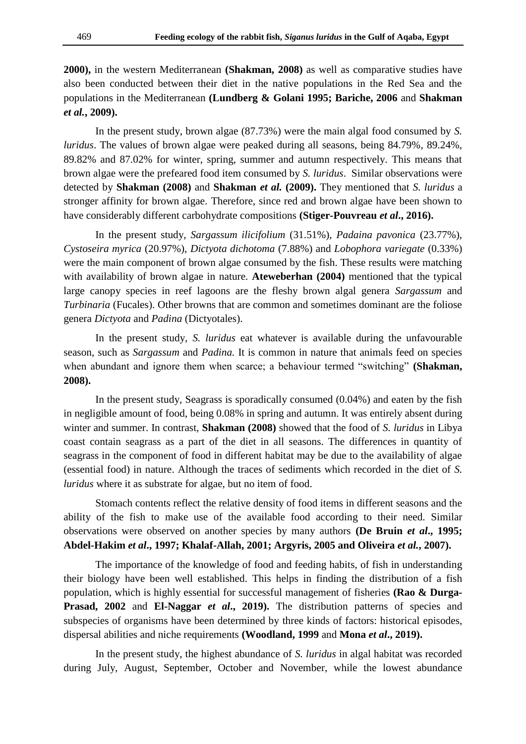**2000),** in the western Mediterranean **(Shakman, 2008)** as well as comparative studies have also been conducted between their diet in the native populations in the Red Sea and the populations in the Mediterranean **(Lundberg & Golani 1995; Bariche, 2006** and **Shakman *et al.*, 2009).**

In the present study, brown algae (87.73%) were the main algal food consumed by *S. luridus*. The values of brown algae were peaked during all seasons, being 84.79%, 89.24%, 89.82% and 87.02% for winter, spring, summer and autumn respectively. This means that brown algae were the prefeared food item consumed by *S. luridus*. Similar observations were detected by **Shakman (2008)** and **Shakman *et al.* (2009).** They mentioned that *S. luridus* a stronger affinity for brown algae. Therefore, since red and brown algae have been shown to have considerably different carbohydrate compositions **(Stiger-Pouvreau *et al*., 2016).**

In the present study, *Sargassum ilicifolium* (31.51%), *Padaina pavonica* (23.77%), *Cystoseira myrica* (20.97%), *Dictyota dichotoma* (7.88%) and *Lobophora variegate* (0.33%) were the main component of brown algae consumed by the fish. These results were matching with availability of brown algae in nature. **Ateweberhan (2004)** mentioned that the typical large canopy species in reef lagoons are the fleshy brown algal genera *Sargassum* and *Turbinaria* (Fucales). Other browns that are common and sometimes dominant are the foliose genera *Dictyota* and *Padina* (Dictyotales).

In the present study, *S. luridus* eat whatever is available during the unfavourable season, such as *Sargassum* and *Padina.* It is common in nature that animals feed on species when abundant and ignore them when scarce; a behaviour termed "switching" **(Shakman, 2008).**

In the present study, Seagrass is sporadically consumed (0.04%) and eaten by the fish in negligible amount of food, being 0.08% in spring and autumn. It was entirely absent during winter and summer. In contrast, **Shakman (2008)** showed that the food of *S. luridus* in Libya coast contain seagrass as a part of the diet in all seasons. The differences in quantity of seagrass in the component of food in different habitat may be due to the availability of algae (essential food) in nature. Although the traces of sediments which recorded in the diet of *S. luridus* where it as substrate for algae, but no item of food.

Stomach contents reflect the relative density of food items in different seasons and the ability of the fish to make use of the available food according to their need. Similar observations were observed on another species by many authors **(De Bruin *et al*., 1995; Abdel-Hakim *et al*., 1997; Khalaf-Allah, 2001; Argyris, 2005 and Oliveira *et al.*, 2007).**

The importance of the knowledge of food and feeding habits, of fish in understanding their biology have been well established. This helps in finding the distribution of a fish population, which is highly essential for successful management of fisheries **(Rao & Durga-Prasad, 2002** and **El-Naggar *et al*., 2019).** The distribution patterns of species and subspecies of organisms have been determined by three kinds of factors: historical episodes, dispersal abilities and niche requirements **(Woodland, 1999** and **Mona *et al*., 2019).**

In the present study, the highest abundance of *S. luridus* in algal habitat was recorded during July, August, September, October and November, while the lowest abundance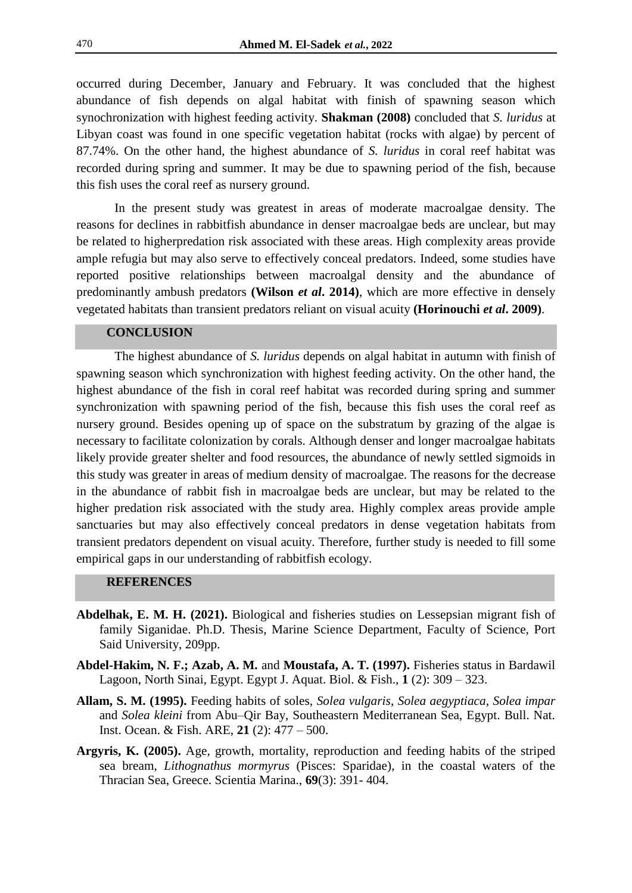occurred during December, January and February. It was concluded that the highest abundance of fish depends on algal habitat with finish of spawning season which synochronization with highest feeding activity. **Shakman (2008)** concluded that *S. luridus* at Libyan coast was found in one specific vegetation habitat (rocks with algae) by percent of 87.74%. On the other hand, the highest abundance of *S. luridus* in coral reef habitat was recorded during spring and summer. It may be due to spawning period of the fish, because this fish uses the coral reef as nursery ground.

In the present study was greatest in areas of moderate macroalgae density. The reasons for declines in rabbitfish abundance in denser macroalgae beds are unclear, but may be related to higherpredation risk associated with these areas. High complexity areas provide ample refugia but may also serve to effectively conceal predators. Indeed, some studies have reported positive relationships between macroalgal density and the abundance of predominantly ambush predators **(Wilson *et al*. 2014)**, which are more effective in densely vegetated habitats than transient predators reliant on visual acuity **(Horinouchi *et al*. 2009)**.

## CONCLUSION

The highest abundance of *S. luridus* depends on algal habitat in autumn with finish of spawning season which synchronization with highest feeding activity. On the other hand, the highest abundance of the fish in coral reef habitat was recorded during spring and summer synchronization with spawning period of the fish, because this fish uses the coral reef as nursery ground. Besides opening up of space on the substratum by grazing of the algae is necessary to facilitate colonization by corals. Although denser and longer macroalgae habitats likely provide greater shelter and food resources, the abundance of newly settled sigmoids in this study was greater in areas of medium density of macroalgae. The reasons for the decrease in the abundance of rabbit fish in macroalgae beds are unclear, but may be related to the higher predation risk associated with the study area. Highly complex areas provide ample sanctuaries but may also effectively conceal predators in dense vegetation habitats from transient predators dependent on visual acuity. Therefore, further study is needed to fill some empirical gaps in our understanding of rabbitfish ecology.

## REFERENCES

**Abdelhak, E. M. H. (2021).** Biological and fisheries studies on Lessepsian migrant fish of family Siganidae. Ph.D. Thesis, Marine Science Department, Faculty of Science, Port Said University, 209pp.

**Abdel-Hakim, N. F.; Azab, A. M.** and **Moustafa, A. T. (1997).** Fisheries status in Bardawil Lagoon, North Sinai, Egypt. Egypt J. Aquat. Biol. & Fish., **1** (2): 309 – 323.

**Allam, S. M. (1995).** Feeding habits of soles, *Solea vulgaris*, *Solea aegyptiaca*, *Solea impar* and *Solea kleini* from Abu–Qir Bay, Southeastern Mediterranean Sea, Egypt. Bull. Nat. Inst. Ocean. & Fish. ARE, **21** (2): 477 – 500.

**Argyris, K. (2005).** Age, growth, mortality, reproduction and feeding habits of the striped sea bream, *Lithognathus mormyrus* (Pisces: Sparidae), in the coastal waters of the Thracian Sea, Greece. Scientia Marina., **69**(3): 391- 404.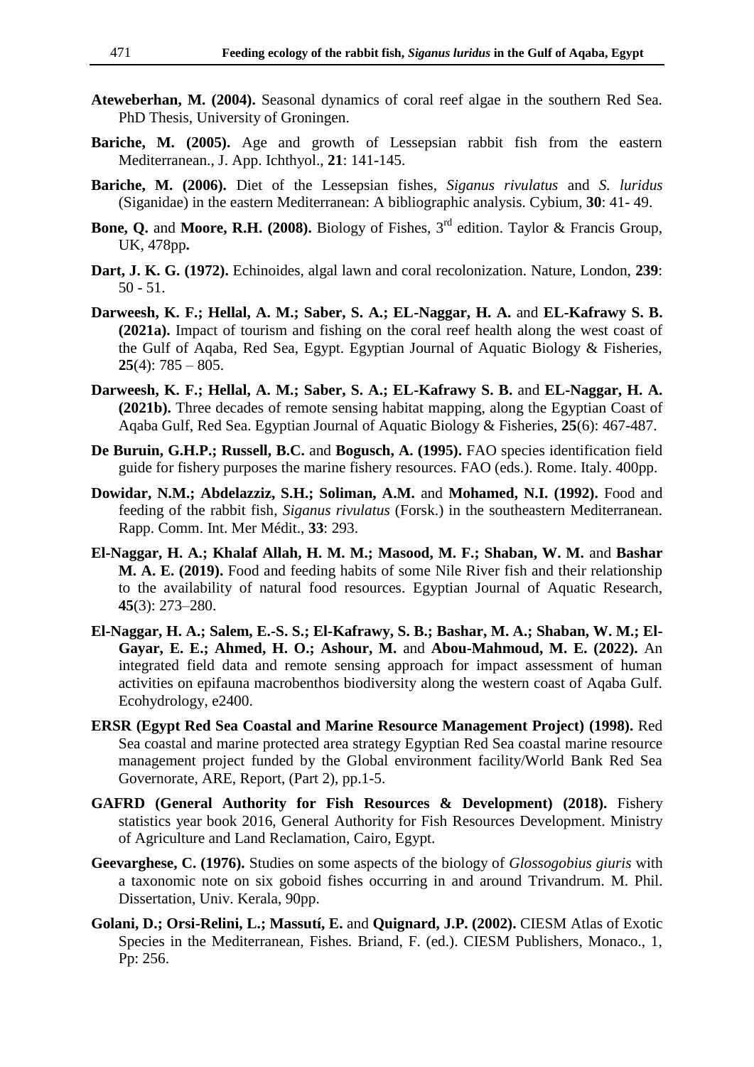**Ateweberhan, M. (2004).** Seasonal dynamics of coral reef algae in the southern Red Sea. PhD Thesis, University of Groningen.

**Bariche, M. (2005).** Age and growth of Lessepsian rabbit fish from the eastern Mediterranean., J. App. Ichthyol., **21**: 141-145.

**Bariche, M. (2006).** Diet of the Lessepsian fishes, *Siganus rivulatus* and *S. luridus* (Siganidae) in the eastern Mediterranean: A bibliographic analysis. Cybium, **30**: 41- 49.

**Bone, Q.** and **Moore, R.H. (2008).** Biology of Fishes, 3rd edition. Taylor & Francis Group, UK, 478pp**.**

**Dart, J. K. G. (1972).** Echinoides, algal lawn and coral recolonization. Nature, London, **239**: 50 - 51.

**Darweesh, K. F.; Hellal, A. M.; Saber, S. A.; EL-Naggar, H. A.** and **EL-Kafrawy S. B. (2021a).** Impact of tourism and fishing on the coral reef health along the west coast of the Gulf of Aqaba, Red Sea, Egypt. Egyptian Journal of Aquatic Biology & Fisheries, **25**(4): 785 – 805.

**Darweesh, K. F.; Hellal, A. M.; Saber, S. A.; EL-Kafrawy S. B.** and **EL-Naggar, H. A. (2021b).** Three decades of remote sensing habitat mapping, along the Egyptian Coast of Aqaba Gulf, Red Sea. Egyptian Journal of Aquatic Biology & Fisheries, **25**(6): 467-487.

**De Buruin, G.H.P.; Russell, B.C.** and **Bogusch, A. (1995).** FAO species identification field guide for fishery purposes the marine fishery resources. FAO (eds.). Rome. Italy. 400pp.

**Dowidar, N.M.; Abdelazziz, S.H.; Soliman, A.M.** and **Mohamed, N.I. (1992).** Food and feeding of the rabbit fish, *Siganus rivulatus* (Forsk.) in the southeastern Mediterranean. Rapp. Comm. Int. Mer Médit., **33**: 293.

**El-Naggar, H. A.; Khalaf Allah, H. M. M.; Masood, M. F.; Shaban, W. M.** and **Bashar M. A. E. (2019).** Food and feeding habits of some Nile River fish and their relationship to the availability of natural food resources. Egyptian Journal of Aquatic Research, **45**(3): 273–280.

**El-Naggar, H. A.; Salem, E.-S. S.; El-Kafrawy, S. B.; Bashar, M. A.; Shaban, W. M.; El-Gayar, E. E.; Ahmed, H. O.; Ashour, M.** and **Abou-Mahmoud, M. E. (2022).** An integrated field data and remote sensing approach for impact assessment of human activities on epifauna macrobenthos biodiversity along the western coast of Aqaba Gulf. Ecohydrology, e2400.

**ERSR (Egypt Red Sea Coastal and Marine Resource Management Project) (1998).** Red Sea coastal and marine protected area strategy Egyptian Red Sea coastal marine resource management project funded by the Global environment facility/World Bank Red Sea Governorate, ARE, Report, (Part 2), pp.1-5.

**GAFRD (General Authority for Fish Resources & Development) (2018).** Fishery statistics year book 2016, General Authority for Fish Resources Development. Ministry of Agriculture and Land Reclamation, Cairo, Egypt.

**Geevarghese, C. (1976).** Studies on some aspects of the biology of *Glossogobius giuris* with a taxonomic note on six goboid fishes occurring in and around Trivandrum. M. Phil. Dissertation, Univ. Kerala, 90pp.

**Golani, D.; Orsi-Relini, L.; Massutí, E.** and **Quignard, J.P. (2002).** CIESM Atlas of Exotic Species in the Mediterranean, Fishes. Briand, F. (ed.). CIESM Publishers, Monaco., 1, Pp: 256.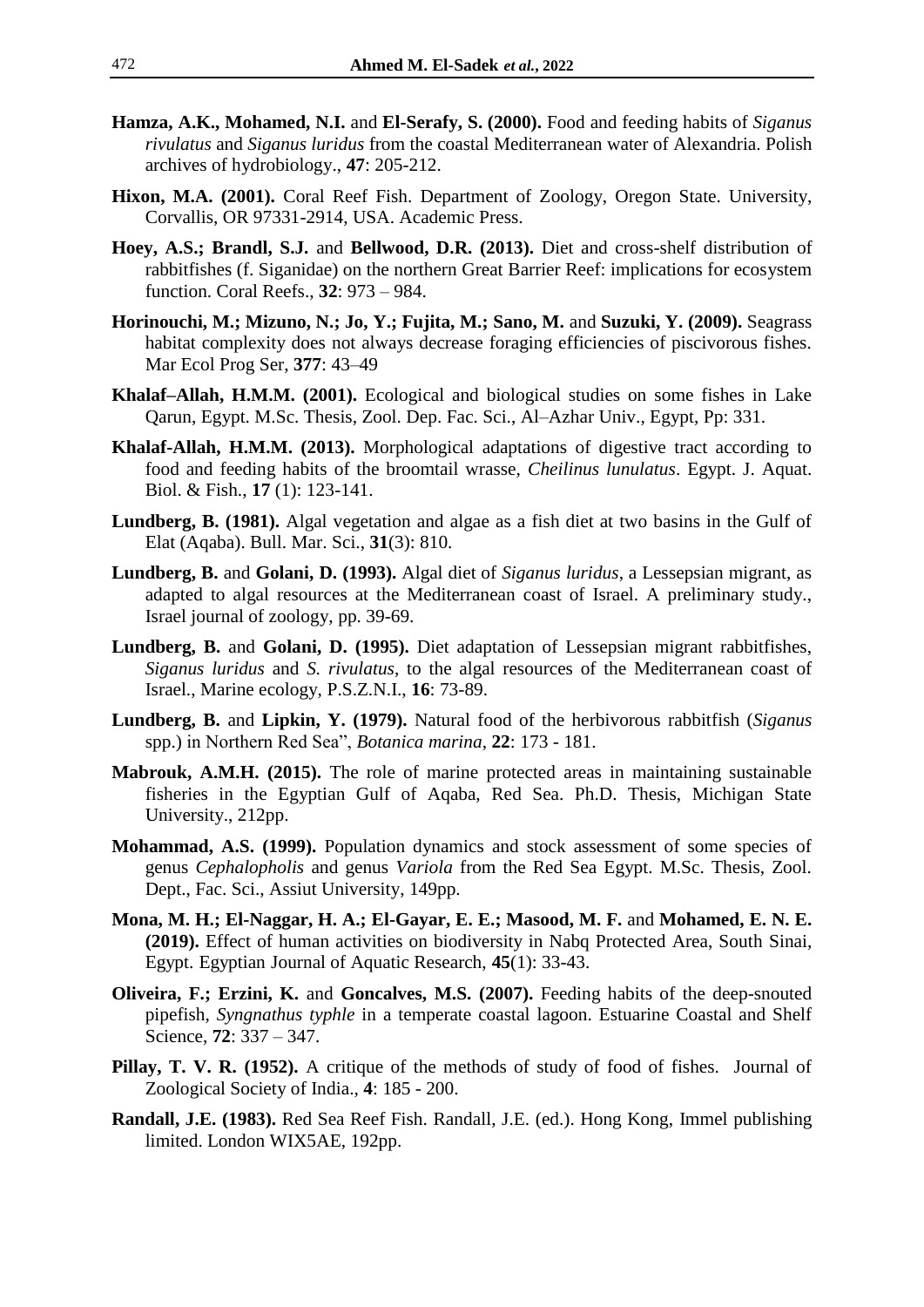**Hamza, A.K., Mohamed, N.I.** and **El-Serafy, S. (2000).** Food and feeding habits of *Siganus rivulatus* and *Siganus luridus* from the coastal Mediterranean water of Alexandria. Polish archives of hydrobiology., **47**: 205-212.

**Hixon, M.A. (2001).** Coral Reef Fish. Department of Zoology, Oregon State. University, Corvallis, OR 97331-2914, USA. Academic Press.

**Hoey, A.S.; Brandl, S.J.** and **Bellwood, D.R. (2013).** Diet and cross-shelf distribution of rabbitfishes (f. Siganidae) on the northern Great Barrier Reef: implications for ecosystem function. Coral Reefs., **32**: 973 – 984.

**Horinouchi, M.; Mizuno, N.; Jo, Y.; Fujita, M.; Sano, M.** and **Suzuki, Y. (2009).** Seagrass habitat complexity does not always decrease foraging efficiencies of piscivorous fishes. Mar Ecol Prog Ser, **377**: 43–49

**Khalaf–Allah, H.M.M. (2001).** Ecological and biological studies on some fishes in Lake Qarun, Egypt. M.Sc. Thesis, Zool. Dep. Fac. Sci., Al–Azhar Univ., Egypt, Pp: 331.

**Khalaf-Allah, H.M.M. (2013).** Morphological adaptations of digestive tract according to food and feeding habits of the broomtail wrasse, *Cheilinus lunulatus*. Egypt. J. Aquat. Biol. & Fish., **17** (1): 123-141.

**Lundberg, B. (1981).** Algal vegetation and algae as a fish diet at two basins in the Gulf of Elat (Aqaba). Bull. Mar. Sci., **31**(3): 810.

**Lundberg, B.** and **Golani, D. (1993).** Algal diet of *Siganus luridus*, a Lessepsian migrant, as adapted to algal resources at the Mediterranean coast of Israel. A preliminary study., Israel journal of zoology, pp. 39-69.

**Lundberg, B.** and **Golani, D. (1995).** Diet adaptation of Lessepsian migrant rabbitfishes, *Siganus luridus* and *S. rivulatus*, to the algal resources of the Mediterranean coast of Israel., Marine ecology, P.S.Z.N.I., **16**: 73-89.

**Lundberg, B.** and **Lipkin, Y. (1979).** Natural food of the herbivorous rabbitfish (*Siganus* spp.) in Northern Red Sea", *Botanica marina*, **22**: 173 - 181.

**Mabrouk, A.M.H. (2015).** The role of marine protected areas in maintaining sustainable fisheries in the Egyptian Gulf of Aqaba, Red Sea. Ph.D. Thesis, Michigan State University., 212pp.

**Mohammad, A.S. (1999).** Population dynamics and stock assessment of some species of genus *Cephalopholis* and genus *Variola* from the Red Sea Egypt. M.Sc. Thesis, Zool. Dept., Fac. Sci., Assiut University, 149pp.

**Mona, M. H.; El-Naggar, H. A.; El-Gayar, E. E.; Masood, M. F.** and **Mohamed, E. N. E. (2019).** Effect of human activities on biodiversity in Nabq Protected Area, South Sinai, Egypt. Egyptian Journal of Aquatic Research, **45**(1): 33-43.

**Oliveira, F.; Erzini, K.** and **Goncalves, M.S. (2007).** Feeding habits of the deep-snouted pipefish, *Syngnathus typhle* in a temperate coastal lagoon. Estuarine Coastal and Shelf Science, **72**: 337 – 347.

**Pillay, T. V. R. (1952).** A critique of the methods of study of food of fishes. Journal of Zoological Society of India., **4**: 185 - 200.

**Randall, J.E. (1983).** Red Sea Reef Fish. Randall, J.E. (ed.). Hong Kong, Immel publishing limited. London WIX5AE, 192pp.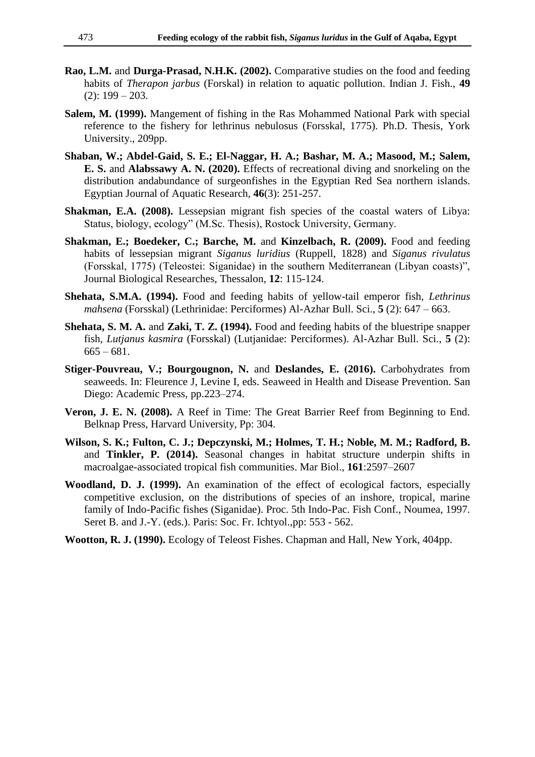**Rao, L.M.** and **Durga-Prasad, N.H.K. (2002).** Comparative studies on the food and feeding habits of *Therapon jarbus* (Forskal) in relation to aquatic pollution. Indian J. Fish., **49** (2): 199 – 203.

**Salem, M. (1999).** Mangement of fishing in the Ras Mohammed National Park with special reference to the fishery for lethrinus nebulosus (Forsskal, 1775). Ph.D. Thesis, York University., 209pp.

**Shaban, W.; Abdel-Gaid, S. E.; El-Naggar, H. A.; Bashar, M. A.; Masood, M.; Salem, E. S.** and **Alabssawy A. N. (2020).** Effects of recreational diving and snorkeling on the distribution andabundance of surgeonfishes in the Egyptian Red Sea northern islands. Egyptian Journal of Aquatic Research, **46**(3): 251-257.

**Shakman, E.A. (2008).** Lessepsian migrant fish species of the coastal waters of Libya: Status, biology, ecology" (M.Sc. Thesis), Rostock University, Germany.

**Shakman, E.; Boedeker, C.; Barche, M.** and **Kinzelbach, R. (2009).** Food and feeding habits of lessepsian migrant *Siganus luridius* (Ruppell, 1828) and *Siganus rivulatus* (Forsskal, 1775) (Teleostei: Siganidae) in the southern Mediterranean (Libyan coasts)", Journal Biological Researches, Thessalon, **12**: 115-124.

**Shehata, S.M.A. (1994).** Food and feeding habits of yellow-tail emperor fish, *Lethrinus mahsena* (Forsskal) (Lethrinidae: Perciformes) Al-Azhar Bull. Sci., **5** (2): 647 – 663.

**Shehata, S. M. A.** and **Zaki, T. Z. (1994).** Food and feeding habits of the bluestripe snapper fish, *Lutjanus kasmira* (Forsskal) (Lutjanidae: Perciformes). Al-Azhar Bull. Sci., **5** (2): 665 – 681.

**Stiger-Pouvreau, V.; Bourgougnon, N.** and **Deslandes, E. (2016).** Carbohydrates from seaweeds. In: Fleurence J, Levine I, eds. Seaweed in Health and Disease Prevention. San Diego: Academic Press, pp.223–274.

**Veron, J. E. N. (2008).** A Reef in Time: The Great Barrier Reef from Beginning to End. Belknap Press, Harvard University, Pp: 304.

**Wilson, S. K.; Fulton, C. J.; Depczynski, M.; Holmes, T. H.; Noble, M. M.; Radford, B.** and **Tinkler, P. (2014).** Seasonal changes in habitat structure underpin shifts in macroalgae-associated tropical fish communities. Mar Biol., **161**:2597–2607

**Woodland, D. J. (1999).** An examination of the effect of ecological factors, especially competitive exclusion, on the distributions of species of an inshore, tropical, marine family of Indo-Pacific fishes (Siganidae). Proc. 5th Indo-Pac. Fish Conf., Noumea, 1997. Seret B. and J.-Y. (eds.). Paris: Soc. Fr. Ichtyol.,pp: 553 - 562.

**Wootton, R. J. (1990).** Ecology of Teleost Fishes. Chapman and Hall, New York, 404pp.